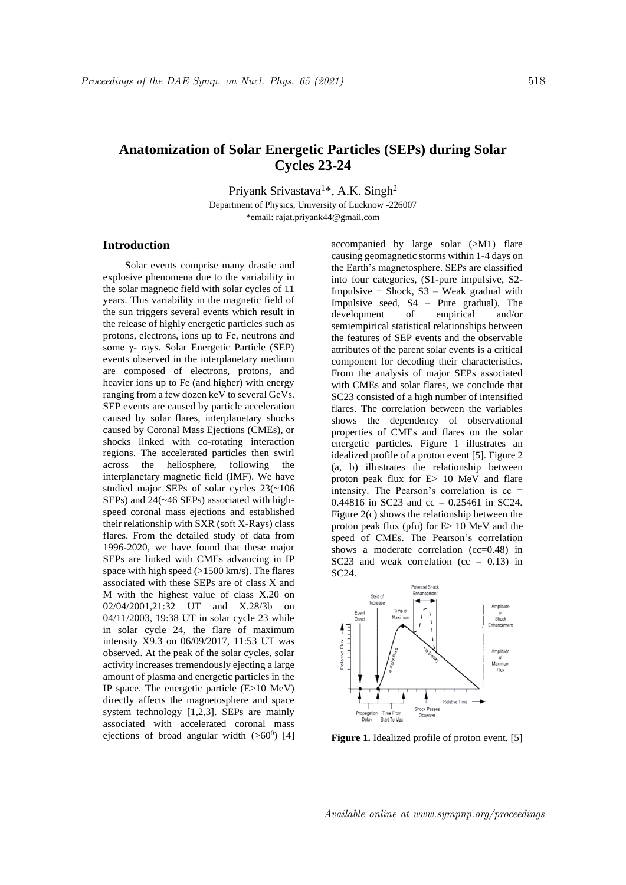# Anatomization of Solar Energetic Particles (SEPs) during Solar Cycles 23-24

Priyank Srivastava[1]*, A.K. Singh[2]

Department of Physics, University of Lucknow -226007

*email: rajat.priyank44@gmail.com

## Introduction

Solar events comprise many drastic and explosive phenomena due to the variability in the solar magnetic field with solar cycles of 11 years. This variability in the magnetic field of the sun triggers several events which result in the release of highly energetic particles such as protons, electrons, ions up to Fe, neutrons and some γ- rays. Solar Energetic Particle (SEP) events observed in the interplanetary medium are composed of electrons, protons, and heavier ions up to Fe (and higher) with energy ranging from a few dozen keV to several GeVs. SEP events are caused by particle acceleration caused by solar flares, interplanetary shocks caused by Coronal Mass Ejections (CMEs), or shocks linked with co-rotating interaction regions. The accelerated particles then swirl across the heliosphere, following the interplanetary magnetic field (IMF). We have studied major SEPs of solar cycles 23(~106 SEPs) and 24(~46 SEPs) associated with high-speed coronal mass ejections and established their relationship with SXR (soft X-Rays) class flares. From the detailed study of data from 1996-2020, we have found that these major SEPs are linked with CMEs advancing in IP space with high speed (>1500 km/s). The flares associated with these SEPs are of class X and M with the highest value of class X.20 on 02/04/2001,21:32 UT and X.28/3b on 04/11/2003, 19:38 UT in solar cycle 23 while in solar cycle 24, the flare of maximum intensity X9.3 on 06/09/2017, 11:53 UT was observed. At the peak of the solar cycles, solar activity increases tremendously ejecting a large amount of plasma and energetic particles in the IP space. The energetic particle (E>10 MeV) directly affects the magnetosphere and space system technology [1,2,3]. SEPs are mainly associated with accelerated coronal mass ejections of broad angular width (>$60^0$) [4] accompanied by large solar (>M1) flare causing geomagnetic storms within 1-4 days on the Earth's magnetosphere. SEPs are classified into four categories, (S1-pure impulsive, S2- Impulsive + Shock, S3 – Weak gradual with Impulsive seed, S4 – Pure gradual). The development of empirical and/or semiempirical statistical relationships between the features of SEP events and the observable attributes of the parent solar events is a critical component for decoding their characteristics. From the analysis of major SEPs associated with CMEs and solar flares, we conclude that SC23 consisted of a high number of intensified flares. The correlation between the variables shows the dependency of observational properties of CMEs and flares on the solar energetic particles. Figure 1 illustrates an idealized profile of a proton event [5]. Figure 2 (a, b) illustrates the relationship between proton peak flux for E> 10 MeV and flare intensity. The Pearson's correlation is cc = 0.44816 in SC23 and cc = 0.25461 in SC24. Figure 2(c) shows the relationship between the proton peak flux (pfu) for E> 10 MeV and the speed of CMEs. The Pearson's correlation shows a moderate correlation (cc=0.48) in SC23 and weak correlation (cc = 0.13) in SC24.

**Figure 1.** Idealized profile of proton event. [5]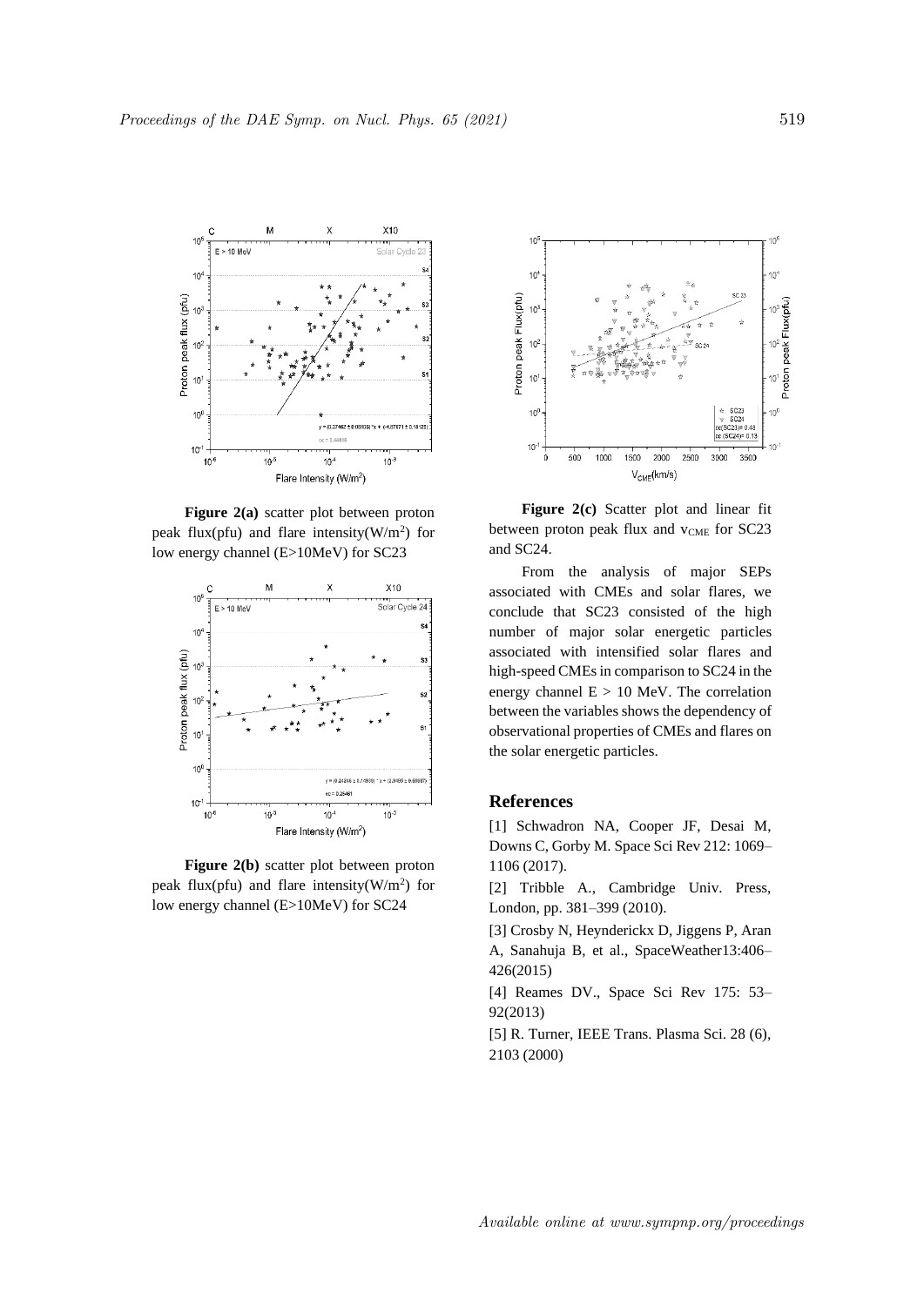C M X X10

$10^5$

E > 10 MeV

Solar Cycle 23

S4 S3 S2 S1

Proton peak flux (pfu)

y = (0.37462 ± 0.05105) * x + (-4.07671 ± 0.18123)

cc = 0.4819

Flare Intensity (W/m²)

**Figure 2(a)** scatter plot between proton peak flux(pfu) and flare intensity(W/m$^2$) for low energy channel (E>10MeV) for SC23

C M X X10

E > 10 MeV

Solar Cycle 24

S4 S3 S2 S1

Proton peak flux (pfu)

y = (0.24816 ± 0.14900) * x + (2.0455 ± 0.66007)

cc = 0.25461

Flare Intensity (W/m²)

**Figure 2(b)** scatter plot between proton peak flux(pfu) and flare intensity(W/m$^2$) for low energy channel (E>10MeV) for SC24

Proton peak Flux(pfu)

SC 23

SC 24

SC23
SC24
cc(SC23) = 0.43
cc (SC24) = 0.13

$V_{CME}$(km/s)

0 500 1000 1500 2000 2500 3000 3500

**Figure 2(c)** Scatter plot and linear fit between proton peak flux and $v_{CME}$ for SC23 and SC24.

From the analysis of major SEPs associated with CMEs and solar flares, we conclude that SC23 consisted of the high number of major solar energetic particles associated with intensified solar flares and high-speed CMEs in comparison to SC24 in the energy channel E > 10 MeV. The correlation between the variables shows the dependency of observational properties of CMEs and flares on the solar energetic particles.

## References

[1] Schwadron NA, Cooper JF, Desai M, Downs C, Gorby M. Space Sci Rev 212: 1069–1106 (2017).

[2] Tribble A., Cambridge Univ. Press, London, pp. 381–399 (2010).

[3] Crosby N, Heynderickx D, Jiggens P, Aran A, Sanahuja B, et al., SpaceWeather13:406–426(2015)

[4] Reames DV., Space Sci Rev 175: 53–92(2013)

[5] R. Turner, IEEE Trans. Plasma Sci. 28 (6), 2103 (2000)